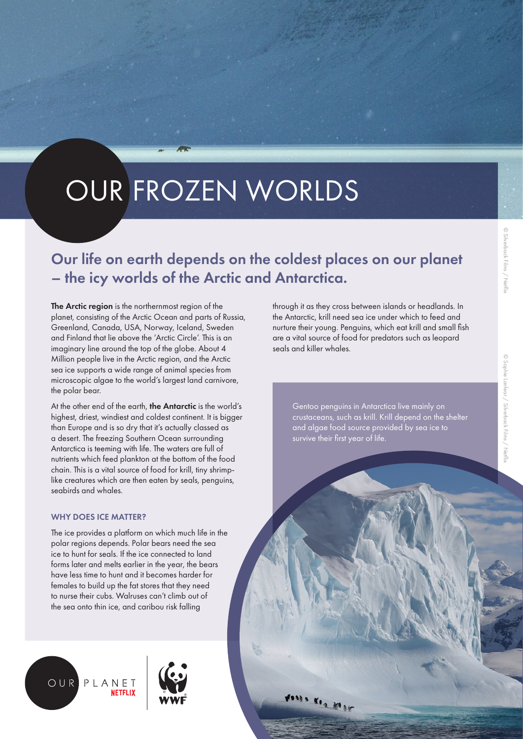# OUR FROZEN WORLDS

## Our life on earth depends on the coldest places on our planet – the icy worlds of the Arctic and Antarctica.

**The Arctic region** is the northernmost region of the planet, consisting of the Arctic Ocean and parts of Russia, Greenland, Canada, USA, Norway, Iceland, Sweden and Finland that lie above the 'Arctic Circle'. This is an imaginary line around the top of the globe. About 4 Million people live in the Arctic region, and the Arctic sea ice supports a wide range of animal species from microscopic algae to the world's largest land carnivore, the polar bear.

At the other end of the earth, **the Antarctic** is the world's highest, driest, windiest and coldest continent. It is bigger than Europe and is so dry that it's actually classed as a desert. The freezing Southern Ocean surrounding Antarctica is teeming with life. The waters are full of nutrients which feed plankton at the bottom of the food chain. This is a vital source of food for krill, tiny shrimp-like creatures which are then eaten by seals, penguins, seabirds and whales.

### WHY DOES ICE MATTER?

The ice provides a platform on which much life in the polar regions depends. Polar bears need the sea ice to hunt for seals. If the ice connected to land forms later and melts earlier in the year, the bears have less time to hunt and it becomes harder for females to build up the fat stores that they need to nurse their cubs. Walruses can't climb out of the sea onto thin ice, and caribou risk falling through it as they cross between islands or headlands. In the Antarctic, krill need sea ice under which to feed and nurture their young. Penguins, which eat krill and small fish are a vital source of food for predators such as leopard seals and killer whales.

Gentoo penguins in Antarctica live mainly on crustaceans, such as krill. Krill depend on the shelter and algae food source provided by sea ice to survive their first year of life.

© Silverback Films / Netflix

© Sophie Lanfear / Silverback Films / Netflix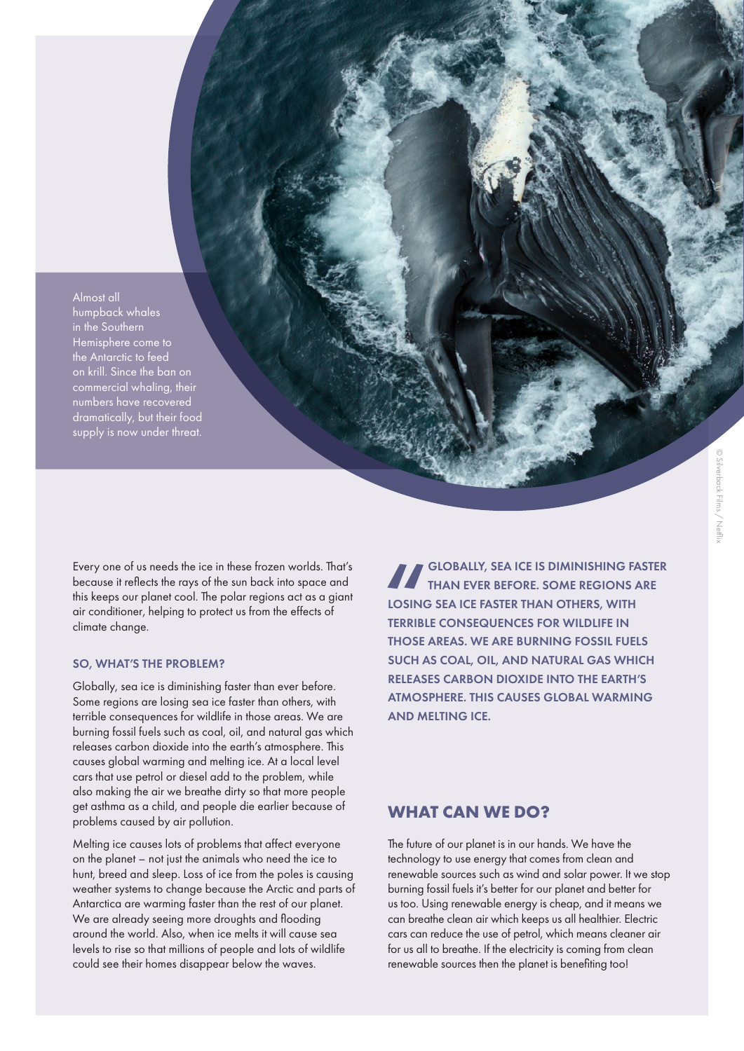Almost all humpback whales in the Southern Hemisphere come to the Antarctic to feed on krill. Since the ban on commercial whaling, their numbers have recovered dramatically, but their food supply is now under threat.

© Silverback Films / Netflix

Every one of us needs the ice in these frozen worlds. That's because it reflects the rays of the sun back into space and this keeps our planet cool. The polar regions act as a giant air conditioner, helping to protect us from the effects of climate change.

### SO, WHAT'S THE PROBLEM?

Globally, sea ice is diminishing faster than ever before. Some regions are losing sea ice faster than others, with terrible consequences for wildlife in those areas. We are burning fossil fuels such as coal, oil, and natural gas which releases carbon dioxide into the earth's atmosphere. This causes global warming and melting ice. At a local level cars that use petrol or diesel add to the problem, while also making the air we breathe dirty so that more people get asthma as a child, and people die earlier because of problems caused by air pollution.

Melting ice causes lots of problems that affect everyone on the planet – not just the animals who need the ice to hunt, breed and sleep. Loss of ice from the poles is causing weather systems to change because the Arctic and parts of Antarctica are warming faster than the rest of our planet. We are already seeing more droughts and flooding around the world. Also, when ice melts it will cause sea levels to rise so that millions of people and lots of wildlife could see their homes disappear below the waves.

> GLOBALLY, SEA ICE IS DIMINISHING FASTER THAN EVER BEFORE. SOME REGIONS ARE LOSING SEA ICE FASTER THAN OTHERS, WITH TERRIBLE CONSEQUENCES FOR WILDLIFE IN THOSE AREAS. WE ARE BURNING FOSSIL FUELS SUCH AS COAL, OIL, AND NATURAL GAS WHICH RELEASES CARBON DIOXIDE INTO THE EARTH'S ATMOSPHERE. THIS CAUSES GLOBAL WARMING AND MELTING ICE.

## WHAT CAN WE DO?

The future of our planet is in our hands. We have the technology to use energy that comes from clean and renewable sources such as wind and solar power. If we stop burning fossil fuels it's better for our planet and better for us too. Using renewable energy is cheap, and it means we can breathe clean air which keeps us all healthier. Electric cars can reduce the use of petrol, which means cleaner air for us all to breathe. If the electricity is coming from clean renewable sources then the planet is benefiting too!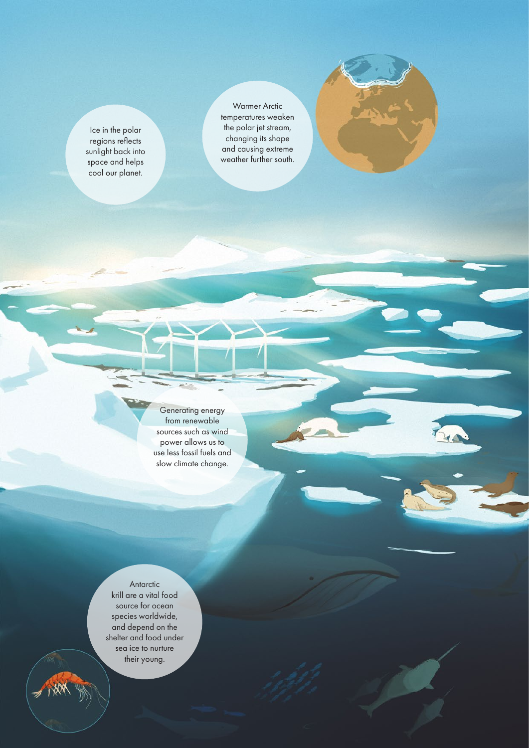Ice in the polar regions reflects sunlight back into space and helps cool our planet.

Warmer Arctic temperatures weaken the polar jet stream, changing its shape and causing extreme weather further south.

Generating energy from renewable sources such as wind power allows us to use less fossil fuels and slow climate change.

Antarctic krill are a vital food source for ocean species worldwide, and depend on the shelter and food under sea ice to nurture their young.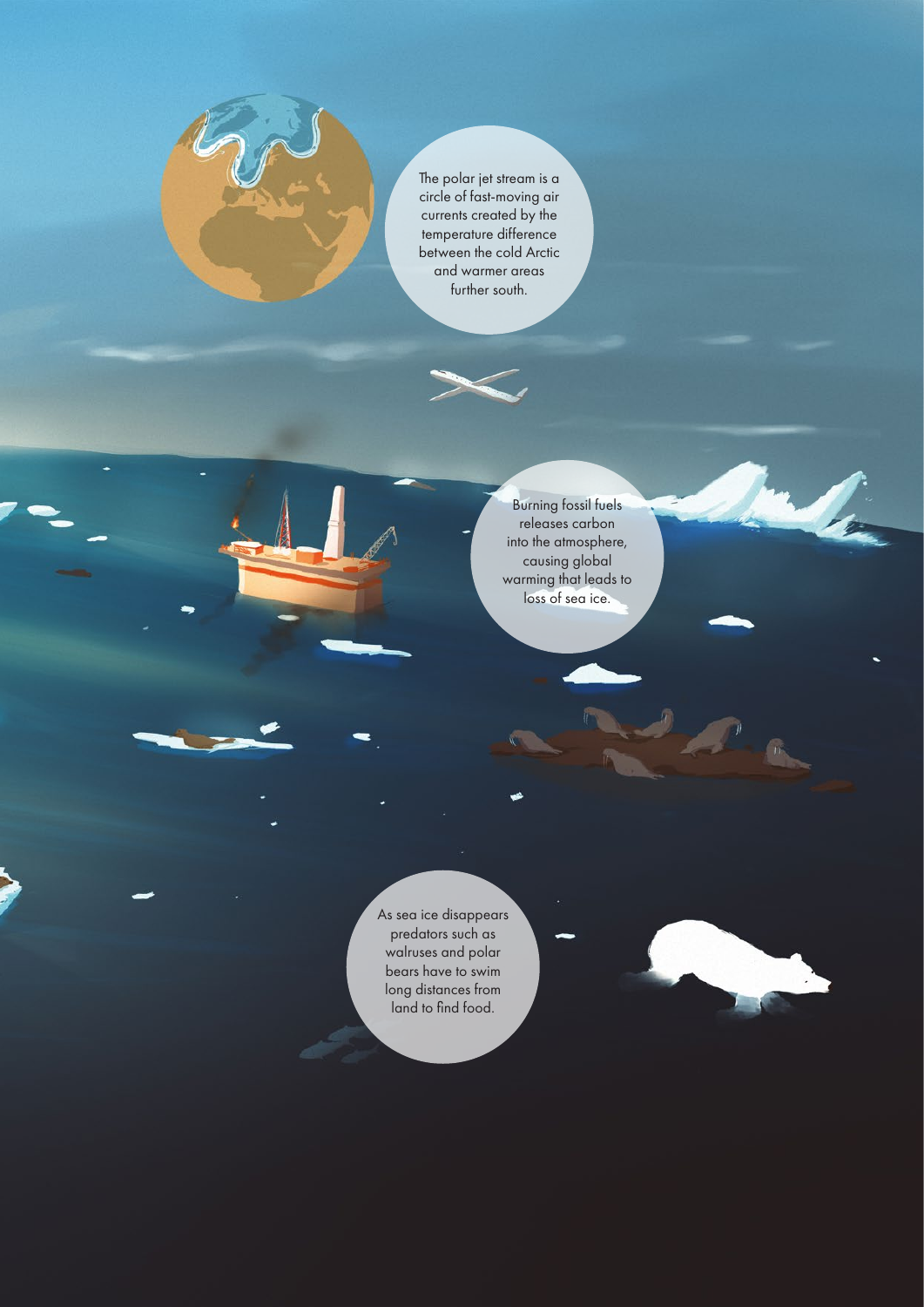The polar jet stream is a circle of fast-moving air currents created by the temperature difference between the cold Arctic and warmer areas further south.

Burning fossil fuels releases carbon into the atmosphere, causing global warming that leads to loss of sea ice.

As sea ice disappears predators such as walruses and polar bears have to swim long distances from land to find food.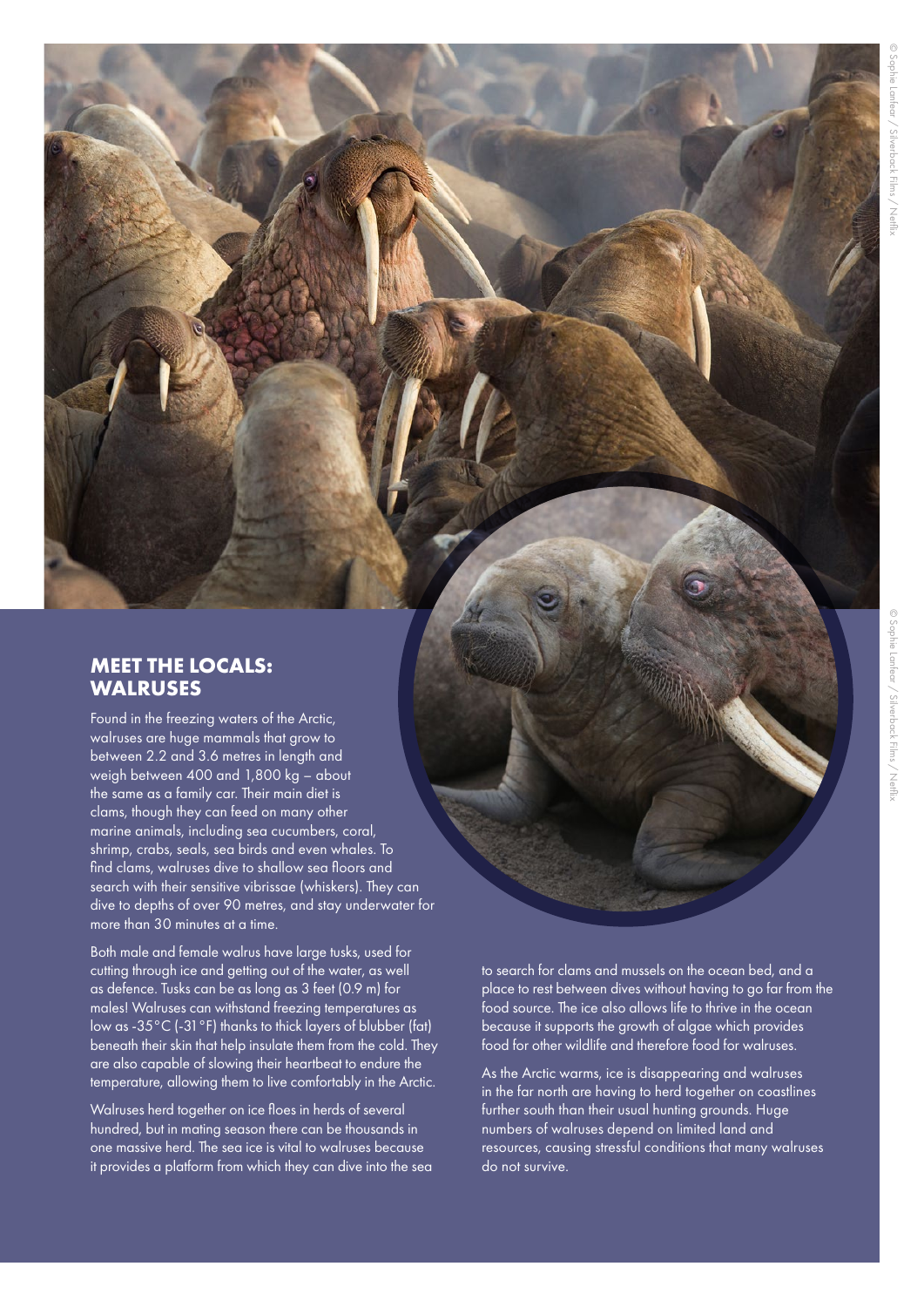## MEET THE LOCALS: WALRUSES

Found in the freezing waters of the Arctic, walruses are huge mammals that grow to between 2.2 and 3.6 metres in length and weigh between 400 and 1,800 kg – about the same as a family car. Their main diet is clams, though they can feed on many other marine animals, including sea cucumbers, coral, shrimp, crabs, seals, sea birds and even whales. To find clams, walruses dive to shallow sea floors and search with their sensitive vibrissae (whiskers). They can dive to depths of over 90 metres, and stay underwater for more than 30 minutes at a time.

Both male and female walrus have large tusks, used for cutting through ice and getting out of the water, as well as defence. Tusks can be as long as 3 feet (0.9 m) for males! Walruses can withstand freezing temperatures as low as -35°C (-31°F) thanks to thick layers of blubber (fat) beneath their skin that help insulate them from the cold. They are also capable of slowing their heartbeat to endure the temperature, allowing them to live comfortably in the Arctic.

Walruses herd together on ice floes in herds of several hundred, but in mating season there can be thousands in one massive herd. The sea ice is vital to walruses because it provides a platform from which they can dive into the sea to search for clams and mussels on the ocean bed, and a place to rest between dives without having to go far from the food source. The ice also allows life to thrive in the ocean because it supports the growth of algae which provides food for other wildlife and therefore food for walruses.

As the Arctic warms, ice is disappearing and walruses in the far north are having to herd together on coastlines further south than their usual hunting grounds. Huge numbers of walruses depend on limited land and resources, causing stressful conditions that many walruses do not survive.

© Sophie Lanfear / Silverback Films / Netflix

© Sophie Lanfear / Silverback Films / Netflix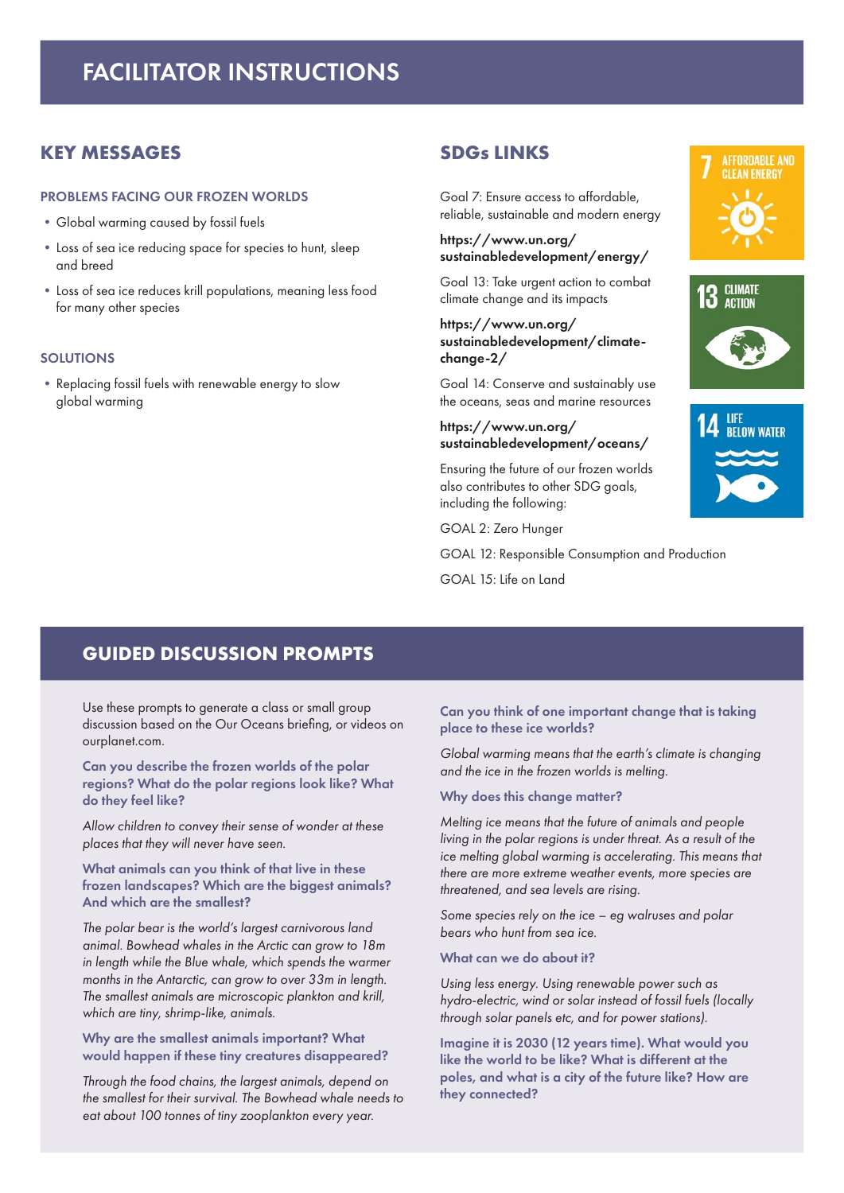# FACILITATOR INSTRUCTIONS

## KEY MESSAGES

### PROBLEMS FACING OUR FROZEN WORLDS

- Global warming caused by fossil fuels
- Loss of sea ice reducing space for species to hunt, sleep and breed
- Loss of sea ice reduces krill populations, meaning less food for many other species

### SOLUTIONS

- Replacing fossil fuels with renewable energy to slow global warming

## SDGs LINKS

Goal 7: Ensure access to affordable, reliable, sustainable and modern energy

**https://www.un.org/sustainabledevelopment/energy/**

Goal 13: Take urgent action to combat climate change and its impacts

**https://www.un.org/sustainabledevelopment/climate-change-2/**

Goal 14: Conserve and sustainably use the oceans, seas and marine resources

**https://www.un.org/sustainabledevelopment/oceans/**

Ensuring the future of our frozen worlds also contributes to other SDG goals, including the following:

GOAL 2: Zero Hunger

GOAL 12: Responsible Consumption and Production

GOAL 15: Life on Land

7 AFFORDABLE AND CLEAN ENERGY

13 CLIMATE ACTION

14 LIFE BELOW WATER

## GUIDED DISCUSSION PROMPTS

Use these prompts to generate a class or small group discussion based on the Our Oceans briefing, or videos on ourplanet.com.

**Can you describe the frozen worlds of the polar regions? What do the polar regions look like? What do they feel like?**

*Allow children to convey their sense of wonder at these places that they will never have seen.*

**What animals can you think of that live in these frozen landscapes? Which are the biggest animals? And which are the smallest?**

*The polar bear is the world's largest carnivorous land animal. Bowhead whales in the Arctic can grow to 18m in length while the Blue whale, which spends the warmer months in the Antarctic, can grow to over 33m in length. The smallest animals are microscopic plankton and krill, which are tiny, shrimp-like, animals.*

**Why are the smallest animals important? What would happen if these tiny creatures disappeared?**

*Through the food chains, the largest animals, depend on the smallest for their survival. The Bowhead whale needs to eat about 100 tonnes of tiny zooplankton every year.*

**Can you think of one important change that is taking place to these ice worlds?**

*Global warming means that the earth's climate is changing and the ice in the frozen worlds is melting.*

**Why does this change matter?**

*Melting ice means that the future of animals and people living in the polar regions is under threat. As a result of the ice melting global warming is accelerating. This means that there are more extreme weather events, more species are threatened, and sea levels are rising.*

*Some species rely on the ice – eg walruses and polar bears who hunt from sea ice.*

**What can we do about it?**

*Using less energy. Using renewable power such as hydro-electric, wind or solar instead of fossil fuels (locally through solar panels etc, and for power stations).*

**Imagine it is 2030 (12 years time). What would you like the world to be like? What is different at the poles, and what is a city of the future like? How are they connected?**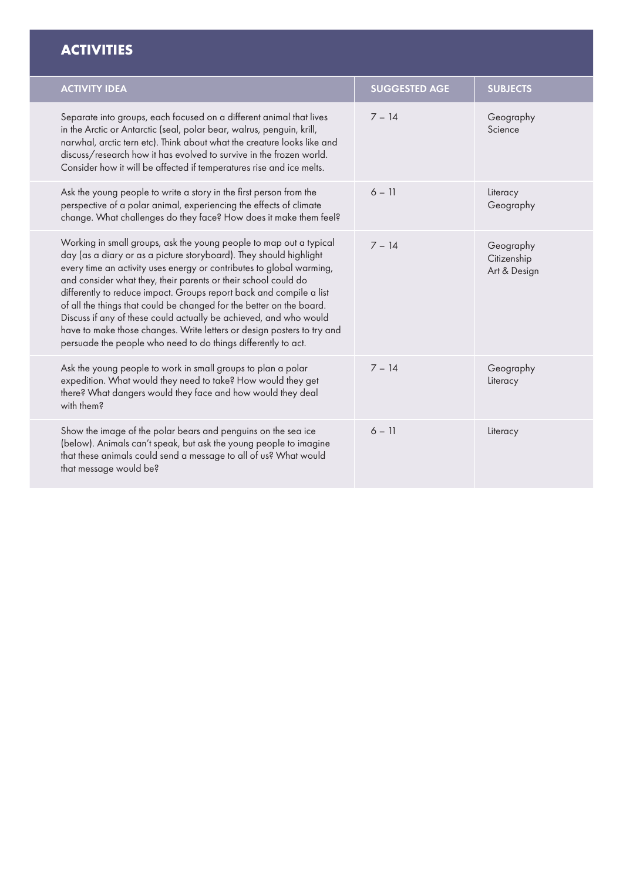## ACTIVITIES

| ACTIVITY IDEA | SUGGESTED AGE | SUBJECTS |
|---|---|---|
| Separate into groups, each focused on a different animal that lives in the Arctic or Antarctic (seal, polar bear, walrus, penguin, krill, narwhal, arctic tern etc). Think about what the creature looks like and discuss/research how it has evolved to survive in the frozen world. Consider how it will be affected if temperatures rise and ice melts. | 7 – 14 | Geography<br>Science |
| Ask the young people to write a story in the first person from the perspective of a polar animal, experiencing the effects of climate change. What challenges do they face? How does it make them feel? | 6 – 11 | Literacy<br>Geography |
| Working in small groups, ask the young people to map out a typical day (as a diary or as a picture storyboard). They should highlight every time an activity uses energy or contributes to global warming, and consider what they, their parents or their school could do differently to reduce impact. Groups report back and compile a list of all the things that could be changed for the better on the board. Discuss if any of these could actually be achieved, and who would have to make those changes. Write letters or design posters to try and persuade the people who need to do things differently to act. | 7 – 14 | Geography<br>Citizenship<br>Art & Design |
| Ask the young people to work in small groups to plan a polar expedition. What would they need to take? How would they get there? What dangers would they face and how would they deal with them? | 7 – 14 | Geography<br>Literacy |
| Show the image of the polar bears and penguins on the sea ice (below). Animals can't speak, but ask the young people to imagine that these animals could send a message to all of us? What would that message would be? | 6 – 11 | Literacy |